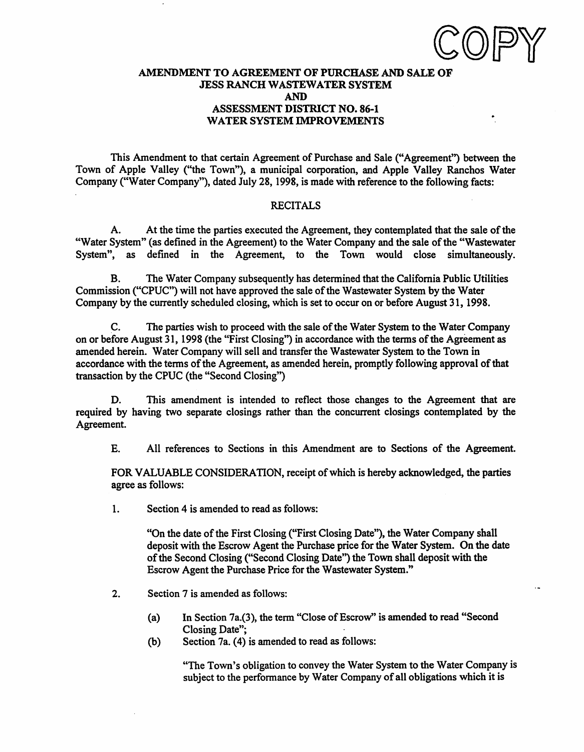COPY

# AMENDMENT TO AGREEMENT OF PURCHASE AND SALE OF JESS RANCH WASTEWATER SYSTEM AND ASSESSMENT DISTRICT NO. 86-1 WATER SYSTEM IMPROVEMENTS

This Amendment to that certain Agreement of Purchase and Sale ("Agreement") between the Town of Apple Valley ("the Town"), a municipal corporation, and Apple Valley Ranchos Water Company ("Water Company"), dated July 28, 1998, is made with reference to the following facts:

## RECITALS

A. At the time the parties executed the Agreement, they contemplated that the sale of the "Water System" (as defined in the Agreement) to the Water Company and the sale of the "Wastewater System", as defined in the Agreement, to the Town would close simultaneously.

B. The Water Company subsequently has determined that the California Public Utilities Commission ("CPUC") will not have approved the sale of the Wastewater System by the Water Company by the currently scheduled closing, which is set to occur on or before August 31, 1998.

C. The parties wish to proceed with the sale of the Water System to the Water Company on or before August 31, 1998 (the "First Closing") in accordance with the terms of the Agreement as amended herein. Water Company will sell and transfer the Wastewater System to the Town in accordance with the terms of the Agreement, as amended herein, promptly following approval of that transaction by the CPUC (the "Second Closing")

D. This amendment is intended to reflect those changes to the Agreement that are required by having two separate closings rather than the concurrent closings contemplated by the Agreement.

E. All references to Sections in this Amendment are to Sections of the Agreement.

FOR VALUABLE CONSIDERATION, receipt of which is hereby acknowledged, the parties agree as follows:

1. Section 4 is amended to read as follows:

   "On the date of the First Closing ("First Closing Date"), the Water Company shall deposit with the Escrow Agent the Purchase price for the Water System. On the date of the Second Closing ("Second Closing Date") the Town shall deposit with the Escrow Agent the Purchase Price for the Wastewater System."

2. Section 7 is amended as follows:

   (a) In Section 7a.(3), the term "Close of Escrow" is amended to read "Second Closing Date";

   (b) Section 7a. (4) is amended to read as follows:

   "The Town's obligation to convey the Water System to the Water Company is subject to the performance by Water Company of all obligations which it is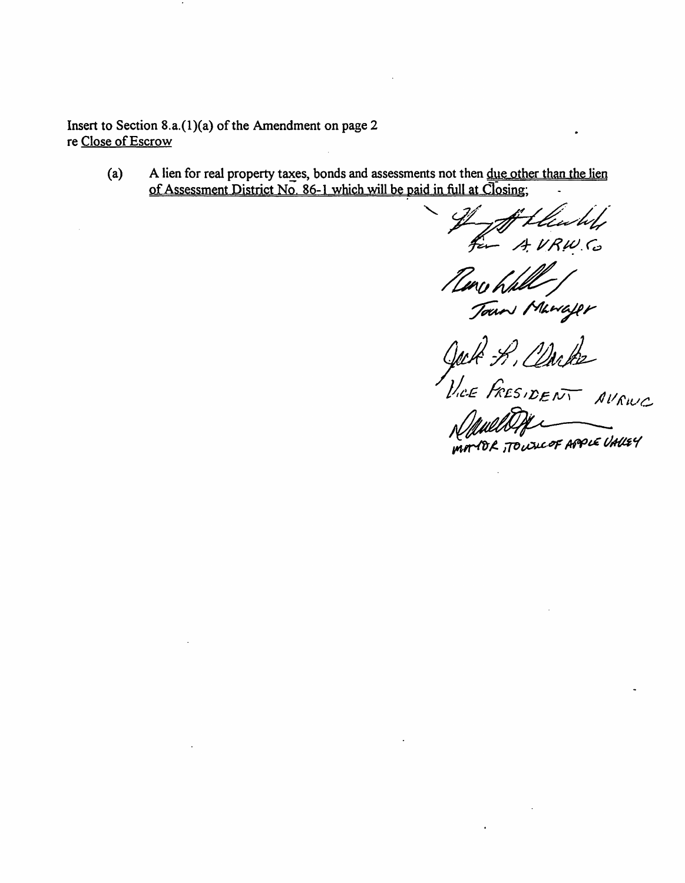Insert to Section 8.a.(1)(a) of the Amendment on page 2
re <u>Close of Escrow</u>

(a) A lien for real property taxes, bonds and assessments not then <u>due other than the lien of Assessment District No. 86-1 which will be paid in full at Closing</u>;

for A.V.R.W.Co

Town Manager

Jack R. Clarke
Vice President AVRWC

Mayor, Town of Apple Valley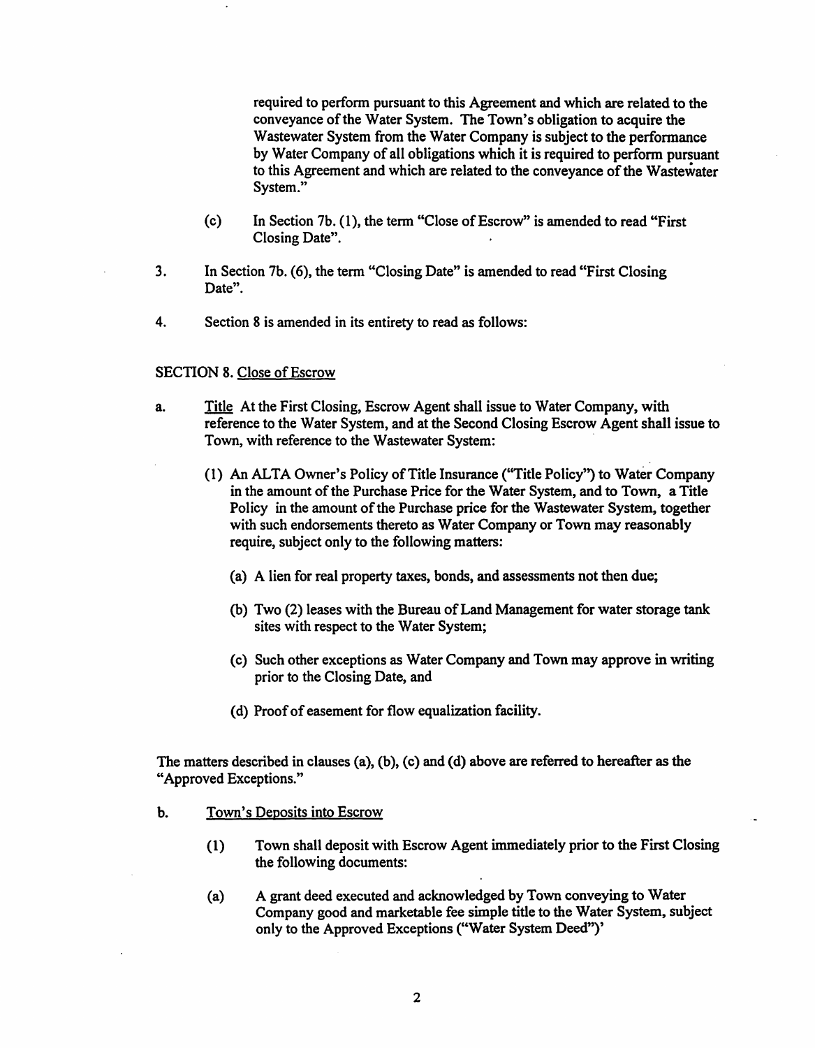required to perform pursuant to this Agreement and which are related to the conveyance of the Water System. The Town's obligation to acquire the Wastewater System from the Water Company is subject to the performance by Water Company of all obligations which it is required to perform pursuant to this Agreement and which are related to the conveyance of the Wastewater System."

(c) In Section 7b. (1), the term "Close of Escrow" is amended to read "First Closing Date".

3. In Section 7b. (6), the term "Closing Date" is amended to read "First Closing Date".

4. Section 8 is amended in its entirety to read as follows:

SECTION 8. Close of Escrow

a. Title At the First Closing, Escrow Agent shall issue to Water Company, with reference to the Water System, and at the Second Closing Escrow Agent shall issue to Town, with reference to the Wastewater System:

(1) An ALTA Owner's Policy of Title Insurance ("Title Policy") to Water Company in the amount of the Purchase Price for the Water System, and to Town, a Title Policy in the amount of the Purchase price for the Wastewater System, together with such endorsements thereto as Water Company or Town may reasonably require, subject only to the following matters:

(a) A lien for real property taxes, bonds, and assessments not then due;

(b) Two (2) leases with the Bureau of Land Management for water storage tank sites with respect to the Water System;

(c) Such other exceptions as Water Company and Town may approve in writing prior to the Closing Date, and

(d) Proof of easement for flow equalization facility.

The matters described in clauses (a), (b), (c) and (d) above are referred to hereafter as the "Approved Exceptions."

b. Town's Deposits into Escrow

(1) Town shall deposit with Escrow Agent immediately prior to the First Closing the following documents:

(a) A grant deed executed and acknowledged by Town conveying to Water Company good and marketable fee simple title to the Water System, subject only to the Approved Exceptions ("Water System Deed")'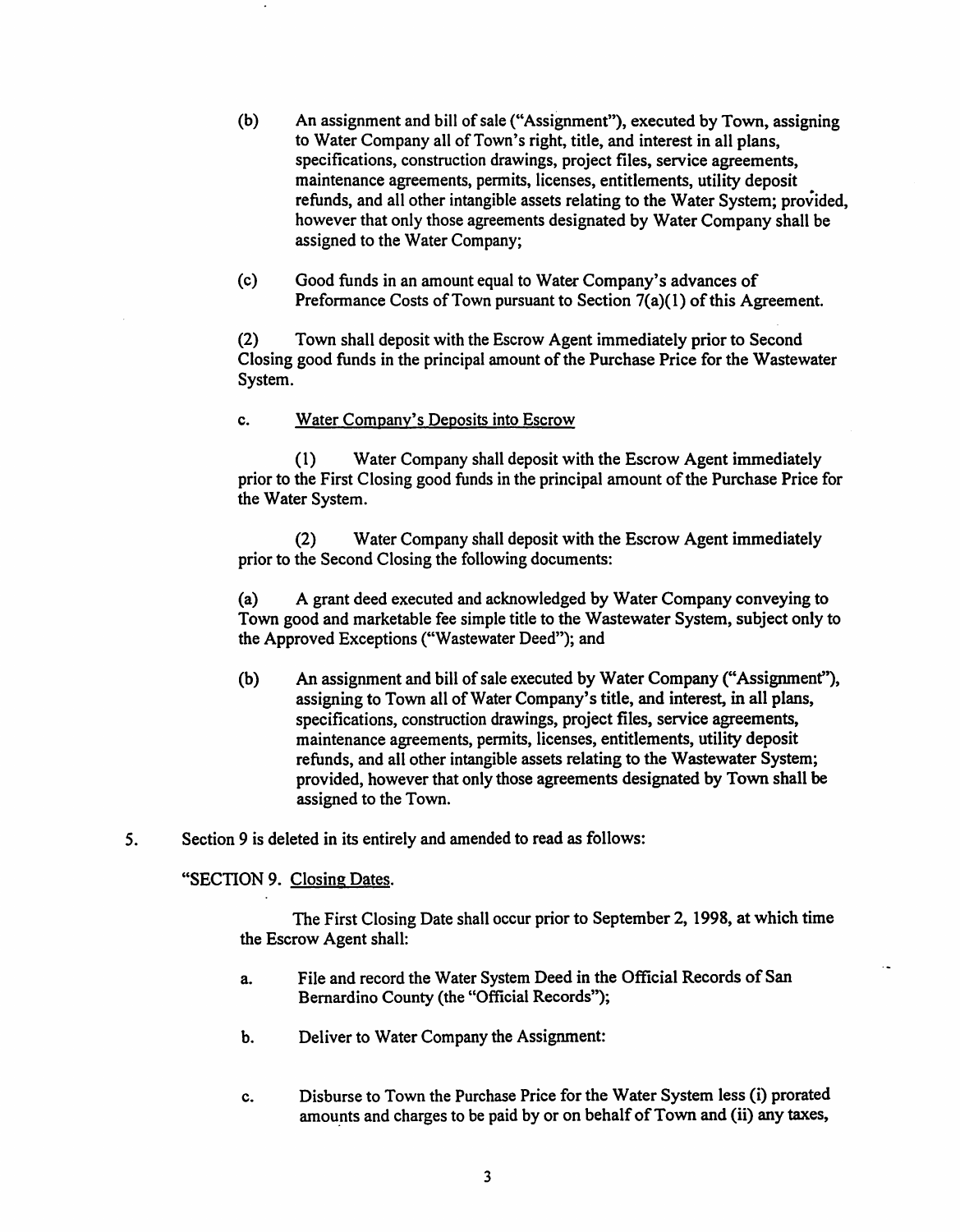(b) An assignment and bill of sale ("Assignment"), executed by Town, assigning to Water Company all of Town's right, title, and interest in all plans, specifications, construction drawings, project files, service agreements, maintenance agreements, permits, licenses, entitlements, utility deposit refunds, and all other intangible assets relating to the Water System; provided, however that only those agreements designated by Water Company shall be assigned to the Water Company;

(c) Good funds in an amount equal to Water Company's advances of Preformance Costs of Town pursuant to Section 7(a)(1) of this Agreement.

(2) Town shall deposit with the Escrow Agent immediately prior to Second Closing good funds in the principal amount of the Purchase Price for the Wastewater System.

c. Water Company's Deposits into Escrow

(1) Water Company shall deposit with the Escrow Agent immediately prior to the First Closing good funds in the principal amount of the Purchase Price for the Water System.

(2) Water Company shall deposit with the Escrow Agent immediately prior to the Second Closing the following documents:

(a) A grant deed executed and acknowledged by Water Company conveying to Town good and marketable fee simple title to the Wastewater System, subject only to the Approved Exceptions ("Wastewater Deed"); and

(b) An assignment and bill of sale executed by Water Company ("Assignment"), assigning to Town all of Water Company's title, and interest, in all plans, specifications, construction drawings, project files, service agreements, maintenance agreements, permits, licenses, entitlements, utility deposit refunds, and all other intangible assets relating to the Wastewater System; provided, however that only those agreements designated by Town shall be assigned to the Town.

5. Section 9 is deleted in its entirely and amended to read as follows:

"SECTION 9. Closing Dates.

The First Closing Date shall occur prior to September 2, 1998, at which time the Escrow Agent shall:

a. File and record the Water System Deed in the Official Records of San Bernardino County (the "Official Records");

b. Deliver to Water Company the Assignment:

c. Disburse to Town the Purchase Price for the Water System less (i) prorated amounts and charges to be paid by or on behalf of Town and (ii) any taxes,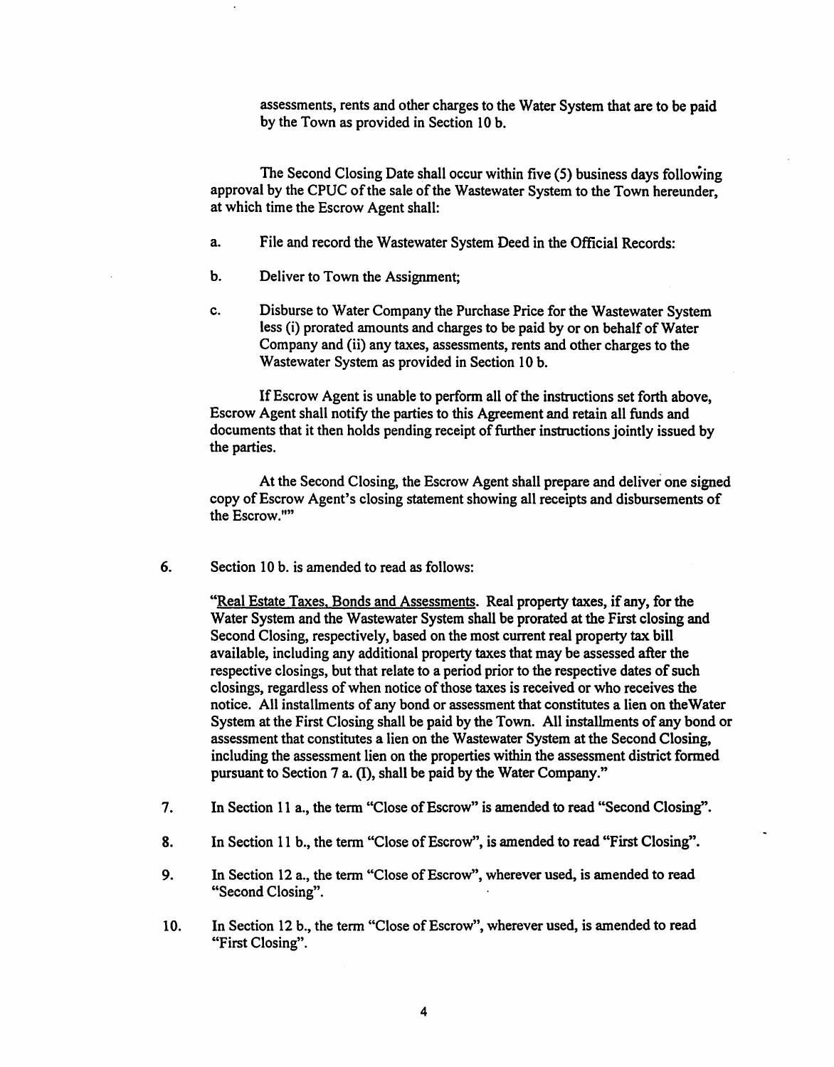assessments, rents and other charges to the Water System that are to be paid by the Town as provided in Section 10 b.

The Second Closing Date shall occur within five (5) business days following approval by the CPUC of the sale of the Wastewater System to the Town hereunder, at which time the Escrow Agent shall:

a. File and record the Wastewater System Deed in the Official Records:

b. Deliver to Town the Assignment;

c. Disburse to Water Company the Purchase Price for the Wastewater System less (i) prorated amounts and charges to be paid by or on behalf of Water Company and (ii) any taxes, assessments, rents and other charges to the Wastewater System as provided in Section 10 b.

If Escrow Agent is unable to perform all of the instructions set forth above, Escrow Agent shall notify the parties to this Agreement and retain all funds and documents that it then holds pending receipt of further instructions jointly issued by the parties.

At the Second Closing, the Escrow Agent shall prepare and deliver one signed copy of Escrow Agent's closing statement showing all receipts and disbursements of the Escrow.""

6. Section 10 b. is amended to read as follows:

"Real Estate Taxes, Bonds and Assessments. Real property taxes, if any, for the Water System and the Wastewater System shall be prorated at the First closing and Second Closing, respectively, based on the most current real property tax bill available, including any additional property taxes that may be assessed after the respective closings, but that relate to a period prior to the respective dates of such closings, regardless of when notice of those taxes is received or who receives the notice. All installments of any bond or assessment that constitutes a lien on theWater System at the First Closing shall be paid by the Town. All installments of any bond or assessment that constitutes a lien on the Wastewater System at the Second Closing, including the assessment lien on the properties within the assessment district formed pursuant to Section 7 a. (I), shall be paid by the Water Company."

7. In Section 11 a., the term "Close of Escrow" is amended to read "Second Closing".

8. In Section 11 b., the term "Close of Escrow", is amended to read "First Closing".

9. In Section 12 a., the term "Close of Escrow", wherever used, is amended to read "Second Closing".

10. In Section 12 b., the term "Close of Escrow", wherever used, is amended to read "First Closing".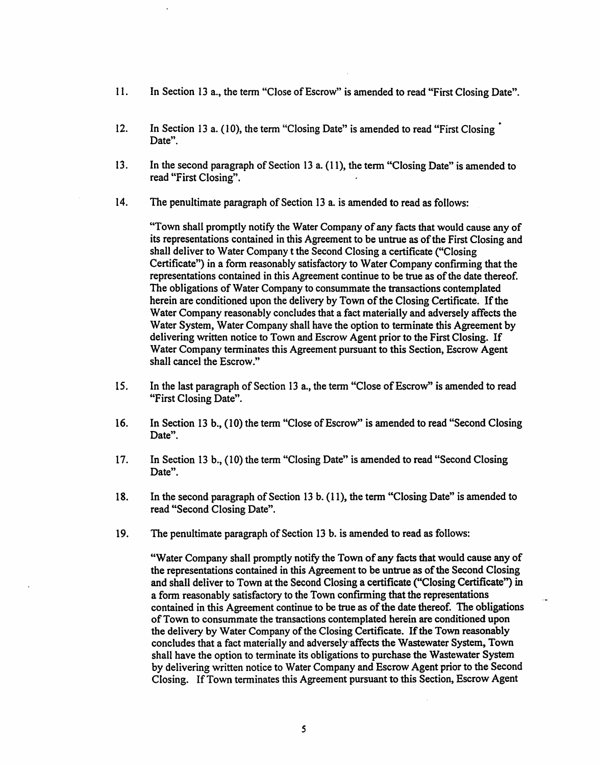11. In Section 13 a., the term "Close of Escrow" is amended to read "First Closing Date".

12. In Section 13 a. (10), the term "Closing Date" is amended to read "First Closing Date".

13. In the second paragraph of Section 13 a. (11), the term "Closing Date" is amended to read "First Closing".

14. The penultimate paragraph of Section 13 a. is amended to read as follows:

    "Town shall promptly notify the Water Company of any facts that would cause any of its representations contained in this Agreement to be untrue as of the First Closing and shall deliver to Water Company t the Second Closing a certificate ("Closing Certificate") in a form reasonably satisfactory to Water Company confirming that the representations contained in this Agreement continue to be true as of the date thereof. The obligations of Water Company to consummate the transactions contemplated herein are conditioned upon the delivery by Town of the Closing Certificate. If the Water Company reasonably concludes that a fact materially and adversely affects the Water System, Water Company shall have the option to terminate this Agreement by delivering written notice to Town and Escrow Agent prior to the First Closing. If Water Company terminates this Agreement pursuant to this Section, Escrow Agent shall cancel the Escrow."

15. In the last paragraph of Section 13 a., the term "Close of Escrow" is amended to read "First Closing Date".

16. In Section 13 b., (10) the term "Close of Escrow" is amended to read "Second Closing Date".

17. In Section 13 b., (10) the term "Closing Date" is amended to read "Second Closing Date".

18. In the second paragraph of Section 13 b. (11), the term "Closing Date" is amended to read "Second Closing Date".

19. The penultimate paragraph of Section 13 b. is amended to read as follows:

    "Water Company shall promptly notify the Town of any facts that would cause any of the representations contained in this Agreement to be untrue as of the Second Closing and shall deliver to Town at the Second Closing a certificate ("Closing Certificate") in a form reasonably satisfactory to the Town confirming that the representations contained in this Agreement continue to be true as of the date thereof. The obligations of Town to consummate the transactions contemplated herein are conditioned upon the delivery by Water Company of the Closing Certificate. If the Town reasonably concludes that a fact materially and adversely affects the Wastewater System, Town shall have the option to terminate its obligations to purchase the Wastewater System by delivering written notice to Water Company and Escrow Agent prior to the Second Closing. If Town terminates this Agreement pursuant to this Section, Escrow Agent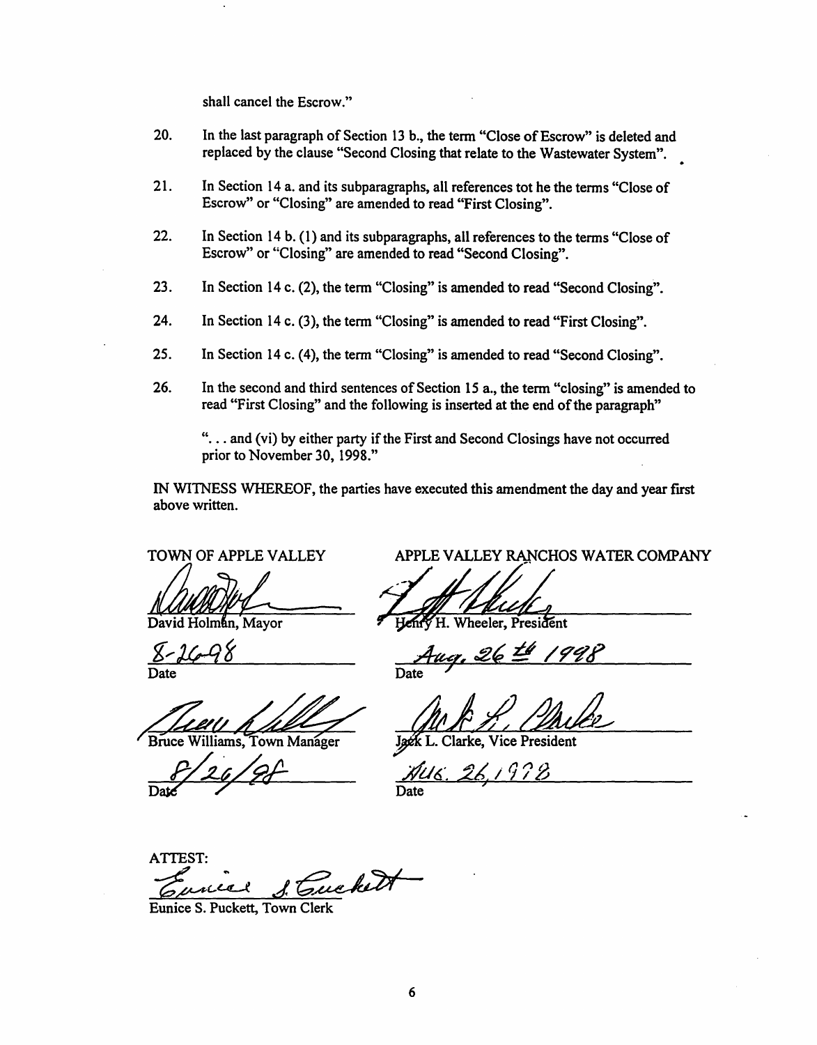shall cancel the Escrow."

20. In the last paragraph of Section 13 b., the term "Close of Escrow" is deleted and replaced by the clause "Second Closing that relate to the Wastewater System".

21. In Section 14 a. and its subparagraphs, all references tot he the terms "Close of Escrow" or "Closing" are amended to read "First Closing".

22. In Section 14 b. (1) and its subparagraphs, all references to the terms "Close of Escrow" or "Closing" are amended to read "Second Closing".

23. In Section 14 c. (2), the term "Closing" is amended to read "Second Closing".

24. In Section 14 c. (3), the term "Closing" is amended to read "First Closing".

25. In Section 14 c. (4), the term "Closing" is amended to read "Second Closing".

26. In the second and third sentences of Section 15 a., the term "closing" is amended to read "First Closing" and the following is inserted at the end of the paragraph"

   ". . . and (vi) by either party if the First and Second Closings have not occurred prior to November 30, 1998."

IN WITNESS WHEREOF, the parties have executed this amendment the day and year first above written.

TOWN OF APPLE VALLEY

David Holman, Mayor

8-26-98
Date

Bruce Williams, Town Manager

8/26/98
Date

APPLE VALLEY RANCHOS WATER COMPANY

Henry H. Wheeler, President

Aug. 26th 1998
Date

Jack L. Clarke, Vice President

AUG. 26, 1998
Date

ATTEST:

Eunice S. Puckett, Town Clerk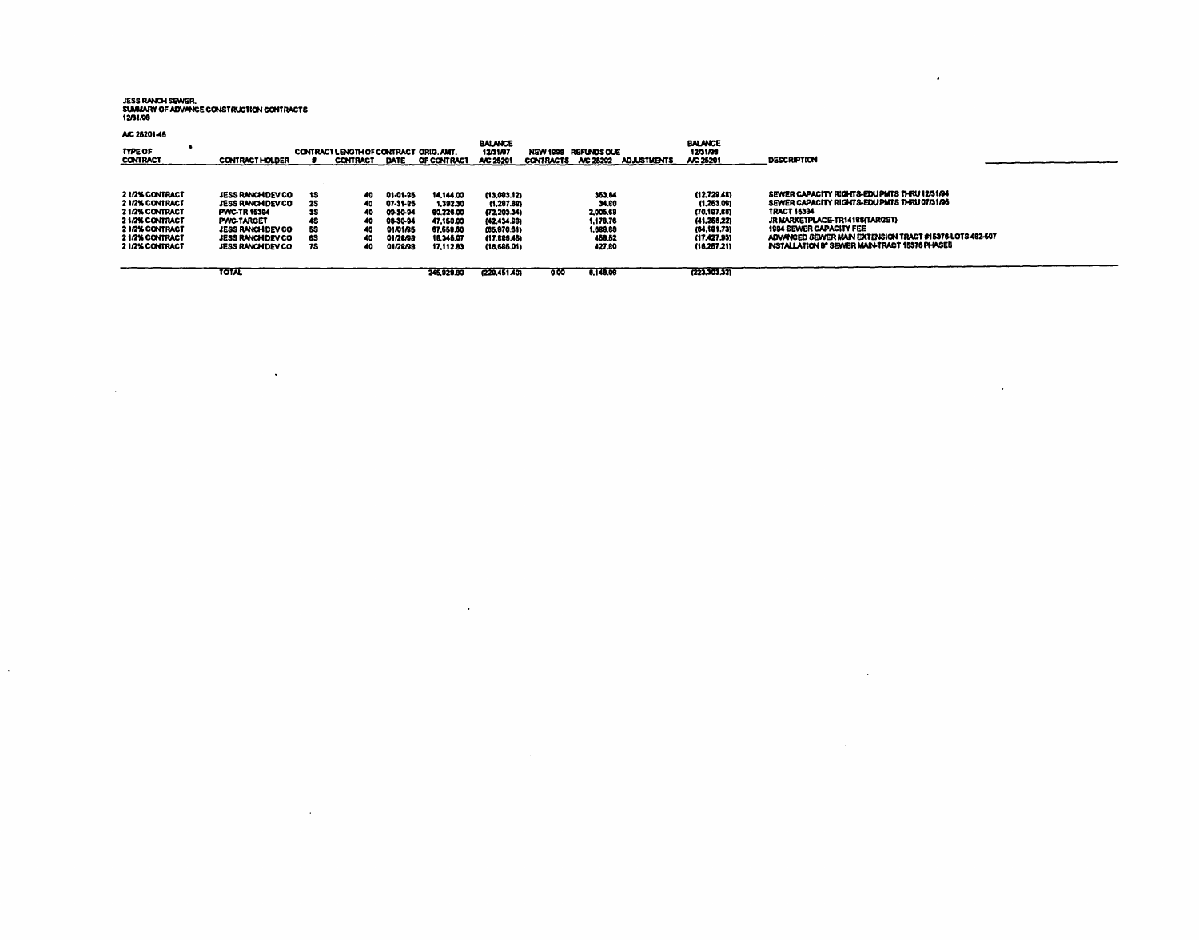JESS RANCH SEWER
SUMMARY OF ADVANCE CONSTRUCTION CONTRACTS
12/31/98

A/C 25201-45

| TYPE OF CONTRACT | CONTRACT HOLDER | CONTRACT # | LENGTH OF CONTRACT | CONTRACT DATE | ORIG. AMT. OF CONTRACT | BALANCE 12/31/97 A/C 25201 | NEW 1998 CONTRACTS | REFUNDS DUE A/C 25202 | ADJUSTMENTS | BALANCE 12/31/98 A/C 25201 | DESCRIPTION |
|---|---|---|---|---|---|---|---|---|---|---|---|
| 2 1/2% CONTRACT | JESS RANCH DEV CO | 1S | 40 | 01-01-95 | 14,144.00 | (13,083.12) | | 353.64 | | (12,729.48) | SEWER CAPACITY RIGHTS-EDU PMTS THRU 12/31/94 |
| 2 1/2% CONTRACT | JESS RANCH DEV CO | 2S | 40 | 07-31-95 | 1,392.30 | (1,287.89) | | 34.80 | | (1,253.09) | SEWER CAPACITY RIGHTS-EDU PMTS THRU 07/31/95 |
| 2 1/2% CONTRACT | PWC-TR 15394 | 3S | 40 | 09-30-94 | 80,226.00 | (72,203.34) | | 2,005.68 | | (70,197.66) | TRACT 15394 |
| 2 1/2% CONTRACT | PWC-TARGET | 4S | 40 | 09-30-94 | 47,150.00 | (42,434.98) | | 1,178.76 | | (41,256.22) | JR MARKETPLACE-TR14188(TARGET) |
| 2 1/2% CONTRACT | JESS RANCH DEV CO | 5S | 40 | 01/01/95 | 67,559.60 | (65,970.61) | | 1,688.88 | | (64,181.73) | 1994 SEWER CAPACITY FEE |
| 2 1/2% CONTRACT | JESS RANCH DEV CO | 6S | 40 | 01/28/98 | 18,345.07 | (17,886.45) | | 458.52 | | (17,427.93) | ADVANCED SEWER MAIN EXTENSION TRACT #15376-LOTS 482-507 |
| 2 1/2% CONTRACT | JESS RANCH DEV CO | 7S | 40 | 01/28/98 | 17,112.83 | (16,685.01) | | 427.80 | | (16,257.21) | INSTALLATION 8" SEWER MAIN-TRACT 15376 PHASE II |
| | TOTAL | | | | 245,929.80 | (229,451.40) | 0.00 | 6,148.08 | | (223,303.32) | |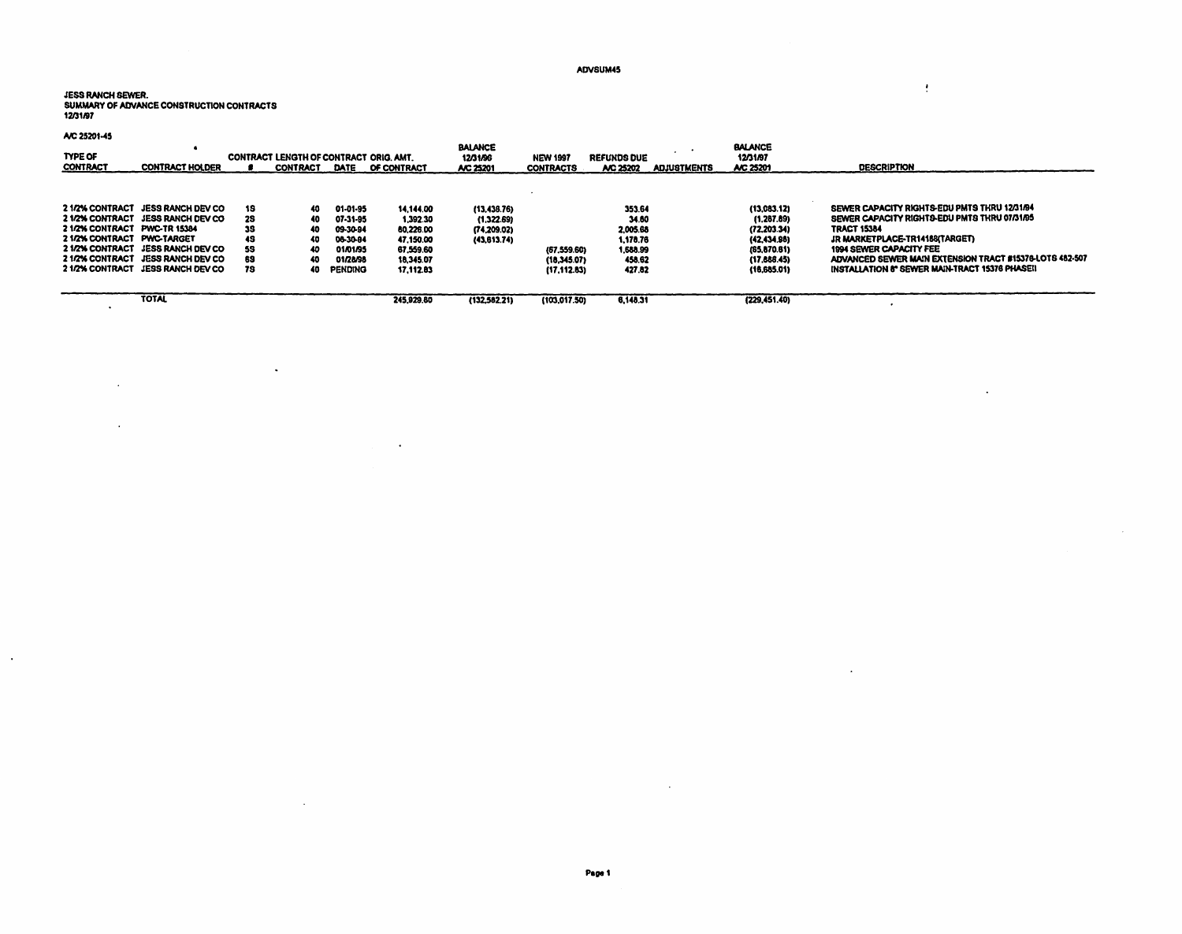ADVSUM45

JESS RANCH SEWER.
SUMMARY OF ADVANCE CONSTRUCTION CONTRACTS
12/31/97

A/C 25201-45

| TYPE OF CONTRACT | CONTRACT HOLDER | CONTRACT # | LENGTH OF CONTRACT | CONTRACT DATE | ORIG. AMT. OF CONTRACT | BALANCE 12/31/96 A/C 25201 | NEW 1997 CONTRACTS | REFUNDS DUE A/C 25202 | ADJUSTMENTS | BALANCE 12/31/97 A/C 25201 | DESCRIPTION |
|---|---|---|---|---|---|---|---|---|---|---|---|
| 2 1/2% CONTRACT | JESS RANCH DEV CO | 1S | 40 | 01-01-95 | 14,144.00 | (13,436.76) | | 353.64 | | (13,083.12) | SEWER CAPACITY RIGHTS-EDU PMTS THRU 12/31/94 |
| 2 1/2% CONTRACT | JESS RANCH DEV CO | 2S | 40 | 07-31-95 | 1,392.30 | (1,322.69) | | 34.80 | | (1,287.89) | SEWER CAPACITY RIGHTS-EDU PMTS THRU 07/31/95 |
| 2 1/2% CONTRACT | PWC-TR 15384 | 3S | 40 | 09-30-94 | 80,226.00 | (74,209.02) | | 2,005.68 | | (72,203.34) | TRACT 15384 |
| 2 1/2% CONTRACT | PWC-TARGET | 4S | 40 | 06-30-94 | 47,150.00 | (43,613.74) | | 1,178.76 | | (42,434.98) | JR MARKETPLACE-TR14188(TARGET) |
| 2 1/2% CONTRACT | JESS RANCH DEV CO | 5S | 40 | 01/01/95 | 67,559.60 | | (67,559.60) | 1,688.99 | | (65,870.61) | 1994 SEWER CAPACITY FEE |
| 2 1/2% CONTRACT | JESS RANCH DEV CO | 6S | 40 | 01/28/98 | 18,345.07 | | (18,345.07) | 458.62 | | (17,886.45) | ADVANCED SEWER MAIN EXTENSION TRACT #15376-LOTS 482-507 |
| 2 1/2% CONTRACT | JESS RANCH DEV CO | 7S | 40 | PENDING | 17,112.83 | | (17,112.83) | 427.82 | | (16,685.01) | INSTALLATION 8" SEWER MAIN-TRACT 15376 PHASEII |
| | TOTAL | | | | 245,929.80 | (132,582.21) | (103,017.50) | 6,148.31 | | (229,451.40) | |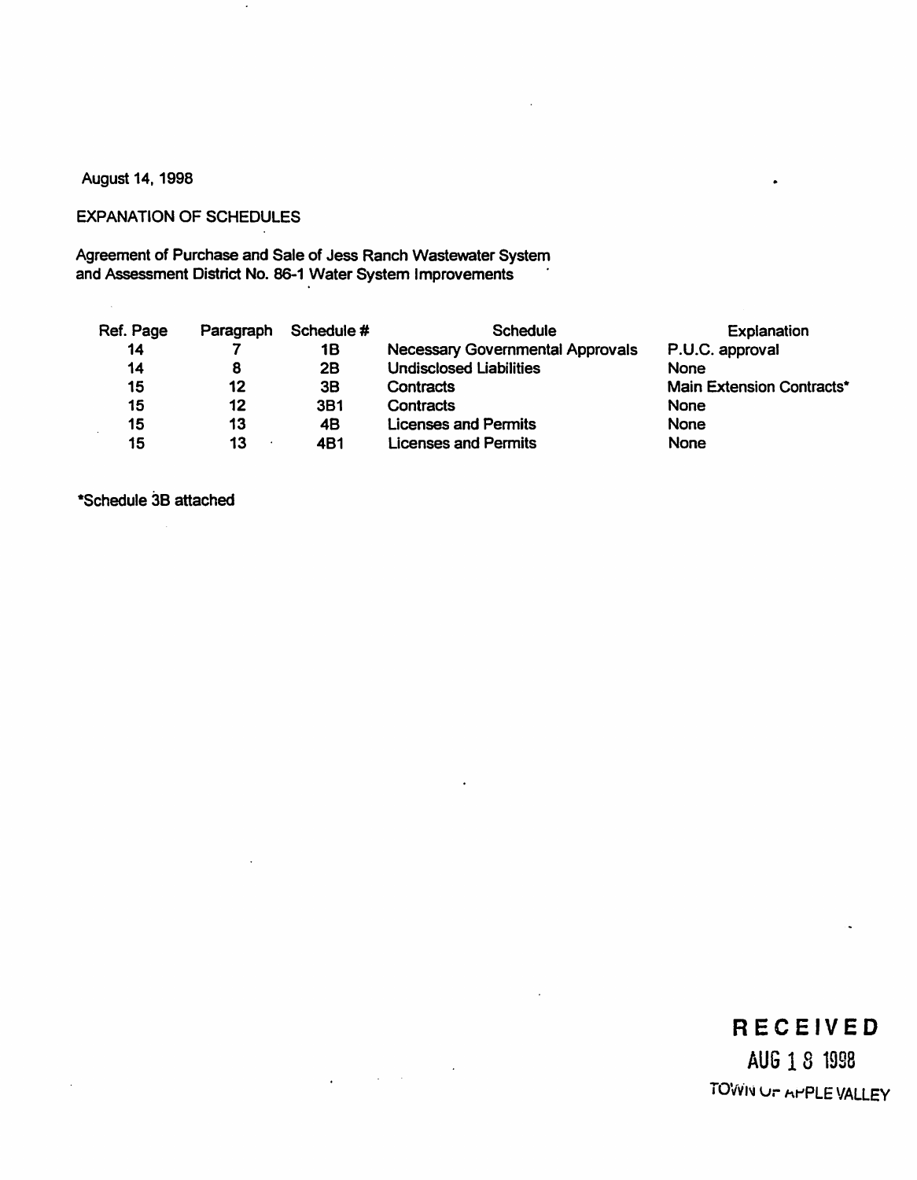August 14, 1998

EXPANATION OF SCHEDULES

Agreement of Purchase and Sale of Jess Ranch Wastewater System
and Assessment District No. 86-1 Water System Improvements

| Ref. Page | Paragraph | Schedule # | Schedule | Explanation |
|---|---|---|---|---|
| 14 | 7 | 1B | Necessary Governmental Approvals | P.U.C. approval |
| 14 | 8 | 2B | Undisclosed Liabilities | None |
| 15 | 12 | 3B | Contracts | Main Extension Contracts* |
| 15 | 12 | 3B1 | Contracts | None |
| 15 | 13 | 4B | Licenses and Permits | None |
| 15 | 13 | 4B1 | Licenses and Permits | None |

*Schedule 3B attached

RECEIVED
AUG 18 1998
TOWN OF APPLE VALLEY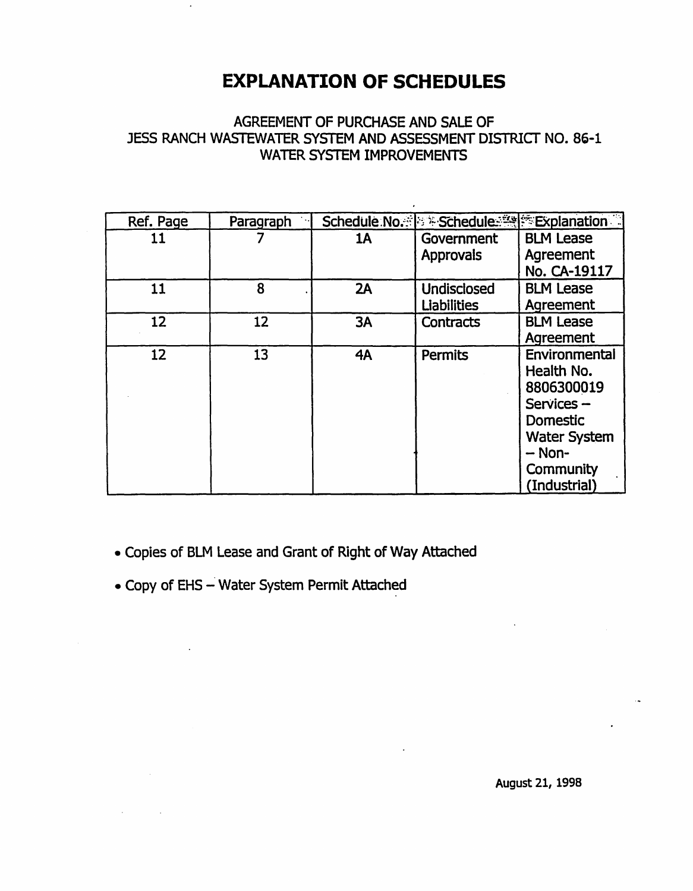# EXPLANATION OF SCHEDULES

AGREEMENT OF PURCHASE AND SALE OF
JESS RANCH WASTEWATER SYSTEM AND ASSESSMENT DISTRICT NO. 86-1
WATER SYSTEM IMPROVEMENTS

| Ref. Page | Paragraph | Schedule No. | Schedule | Explanation |
|---|---|---|---|---|
| 11 | 7 | 1A | Government Approvals | BLM Lease Agreement No. CA-19117 |
| 11 | 8 | 2A | Undisclosed Liabilities | BLM Lease Agreement |
| 12 | 12 | 3A | Contracts | BLM Lease Agreement |
| 12 | 13 | 4A | Permits | Environmental Health No. 8806300019 Services – Domestic Water System – Non-Community (Industrial) |

- Copies of BLM Lease and Grant of Right of Way Attached
- Copy of EHS – Water System Permit Attached

August 21, 1998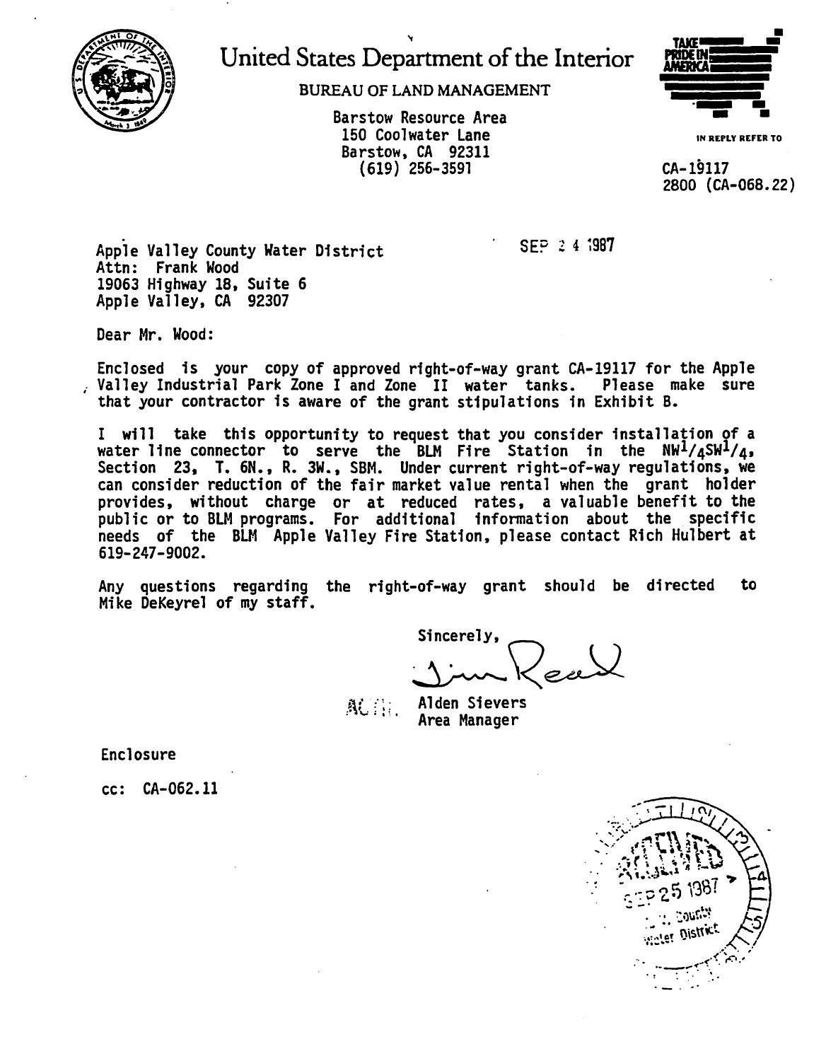# United States Department of the Interior

BUREAU OF LAND MANAGEMENT

Barstow Resource Area
150 Coolwater Lane
Barstow, CA 92311
(619) 256-3591

TAKE PRIDE IN AMERICA

IN REPLY REFER TO

CA-19117
2800 (CA-068.22)

Apple Valley County Water District
Attn: Frank Wood
19063 Highway 18, Suite 6
Apple Valley, CA 92307

SEP 24 1987

Dear Mr. Wood:

Enclosed is your copy of approved right-of-way grant CA-19117 for the Apple Valley Industrial Park Zone I and Zone II water tanks. Please make sure that your contractor is aware of the grant stipulations in Exhibit B.

I will take this opportunity to request that you consider installation of a water line connector to serve the BLM Fire Station in the $NW^1/_4SW^1/_4$, Section 23, T. 6N., R. 3W., SBM. Under current right-of-way regulations, we can consider reduction of the fair market value rental when the grant holder provides, without charge or at reduced rates, a valuable benefit to the public or to BLM programs. For additional information about the specific needs of the BLM Apple Valley Fire Station, please contact Rich Hulbert at 619-247-9002.

Any questions regarding the right-of-way grant should be directed to Mike DeKeyrel of my staff.

Sincerely,

ACTG. Alden Sievers
Area Manager

Enclosure

cc: CA-062.11

RECEIVED
SEP 25 1987
A. V. County Water District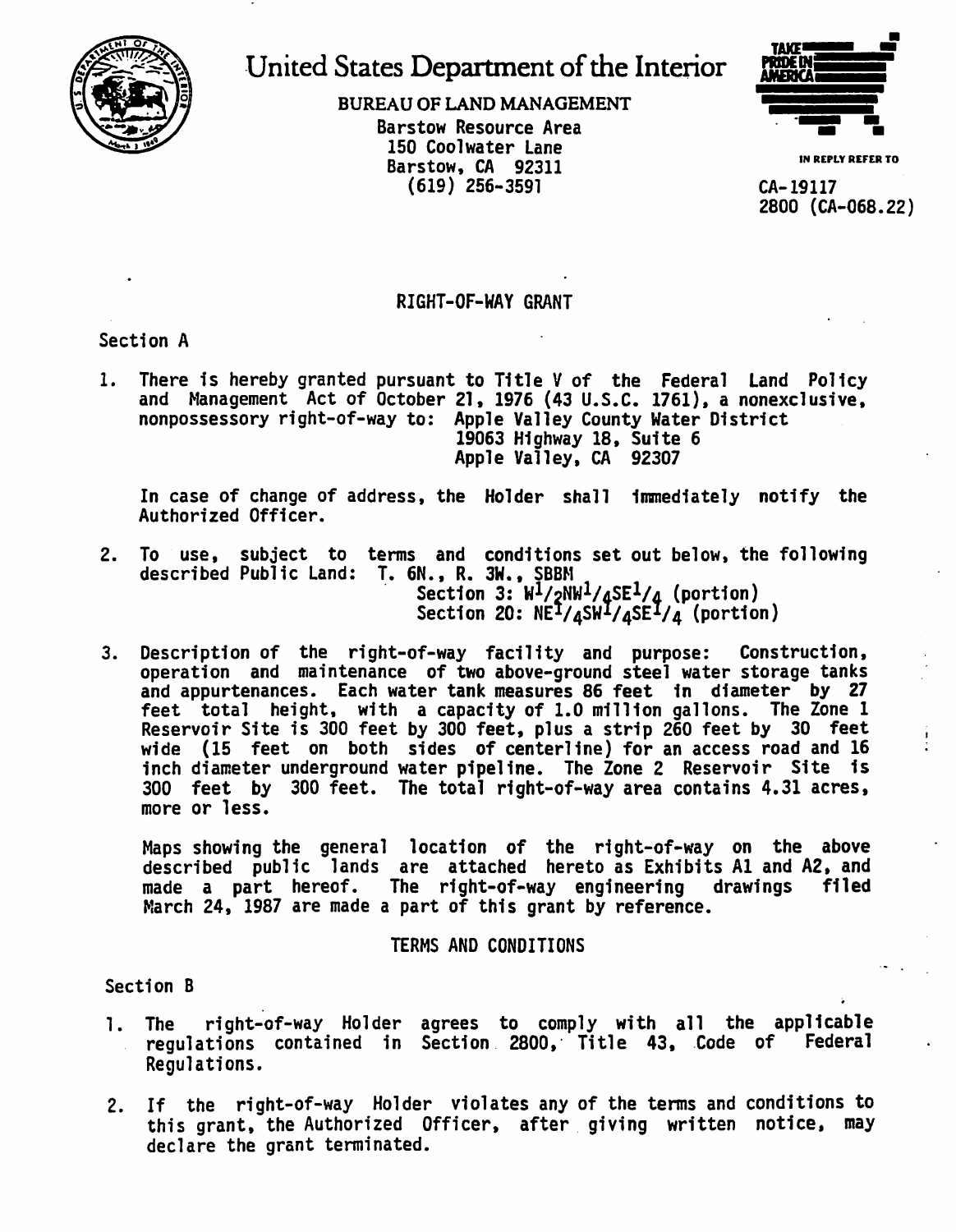# United States Department of the Interior

BUREAU OF LAND MANAGEMENT
Barstow Resource Area
150 Coolwater Lane
Barstow, CA 92311
(619) 256-3591

TAKE PRIDE IN AMERICA

IN REPLY REFER TO

CA-19117
2800 (CA-068.22)

## RIGHT-OF-WAY GRANT

### Section A

1. There is hereby granted pursuant to Title V of the Federal Land Policy and Management Act of October 21, 1976 (43 U.S.C. 1761), a nonexclusive, nonpossessory right-of-way to: Apple Valley County Water District
   19063 Highway 18, Suite 6
   Apple Valley, CA 92307

   In case of change of address, the Holder shall immediately notify the Authorized Officer.

2. To use, subject to terms and conditions set out below, the following described Public Land: T. 6N., R. 3W., SBBM
   Section 3: $W^1/_2NW^1/_4SE^1/_4$ (portion)
   Section 20: $NE^1/_4SW^1/_4SE^1/_4$ (portion)

3. Description of the right-of-way facility and purpose: Construction, operation and maintenance of two above-ground steel water storage tanks and appurtenances. Each water tank measures 86 feet in diameter by 27 feet total height, with a capacity of 1.0 million gallons. The Zone 1 Reservoir Site is 300 feet by 300 feet, plus a strip 260 feet by 30 feet wide (15 feet on both sides of centerline) for an access road and 16 inch diameter underground water pipeline. The Zone 2 Reservoir Site is 300 feet by 300 feet. The total right-of-way area contains 4.31 acres, more or less.

   Maps showing the general location of the right-of-way on the above described public lands are attached hereto as Exhibits A1 and A2, and made a part hereof. The right-of-way engineering drawings filed March 24, 1987 are made a part of this grant by reference.

## TERMS AND CONDITIONS

### Section B

1. The right-of-way Holder agrees to comply with all the applicable regulations contained in Section 2800, Title 43, Code of Federal Regulations.

2. If the right-of-way Holder violates any of the terms and conditions to this grant, the Authorized Officer, after giving written notice, may declare the grant terminated.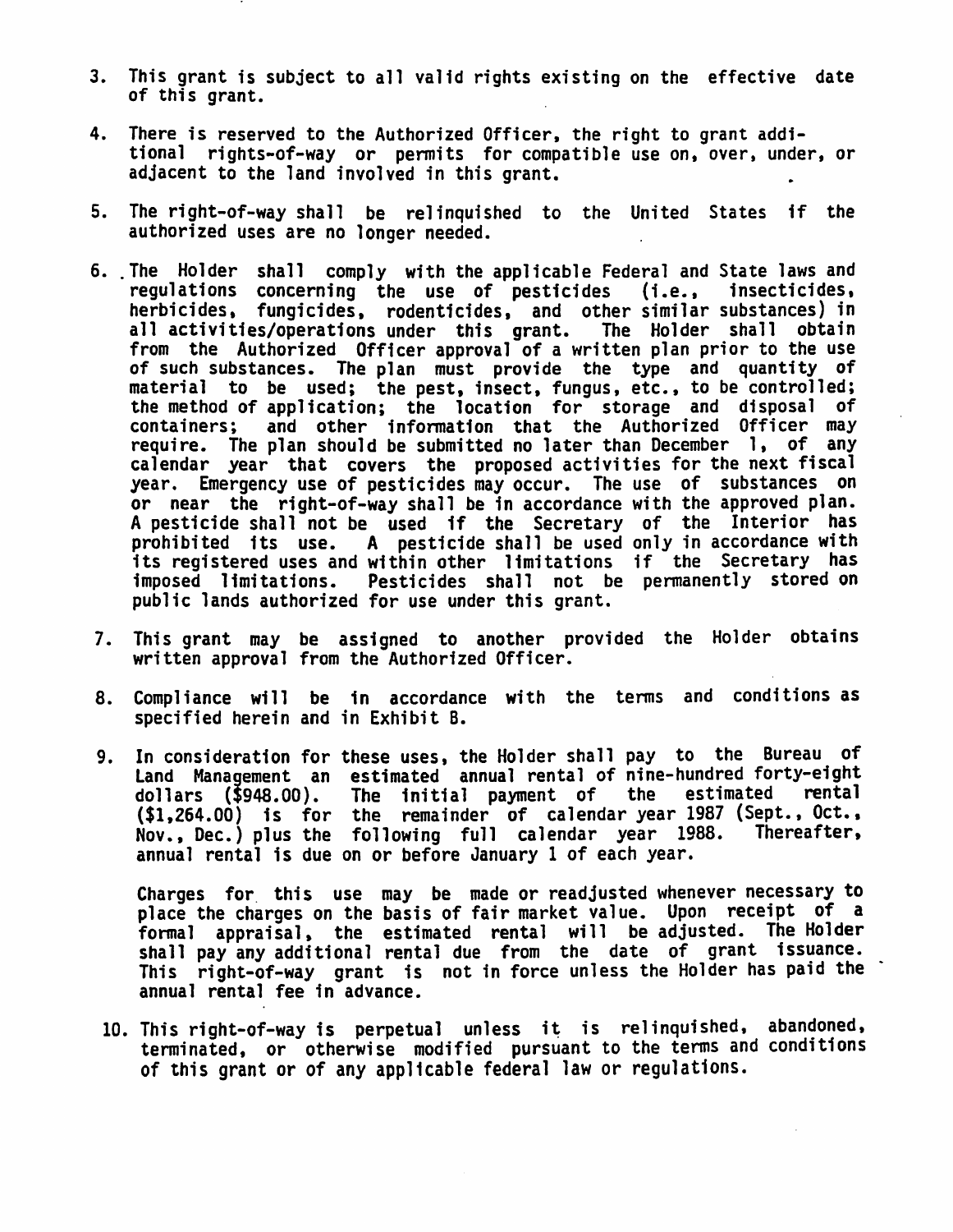3. This grant is subject to all valid rights existing on the effective date of this grant.

4. There is reserved to the Authorized Officer, the right to grant additional rights-of-way or permits for compatible use on, over, under, or adjacent to the land involved in this grant.

5. The right-of-way shall be relinquished to the United States if the authorized uses are no longer needed.

6. The Holder shall comply with the applicable Federal and State laws and regulations concerning the use of pesticides (i.e., insecticides, herbicides, fungicides, rodenticides, and other similar substances) in all activities/operations under this grant. The Holder shall obtain from the Authorized Officer approval of a written plan prior to the use of such substances. The plan must provide the type and quantity of material to be used; the pest, insect, fungus, etc., to be controlled; the method of application; the location for storage and disposal of containers; and other information that the Authorized Officer may require. The plan should be submitted no later than December 1, of any calendar year that covers the proposed activities for the next fiscal year. Emergency use of pesticides may occur. The use of substances on or near the right-of-way shall be in accordance with the approved plan. A pesticide shall not be used if the Secretary of the Interior has prohibited its use. A pesticide shall be used only in accordance with its registered uses and within other limitations if the Secretary has imposed limitations. Pesticides shall not be permanently stored on public lands authorized for use under this grant.

7. This grant may be assigned to another provided the Holder obtains written approval from the Authorized Officer.

8. Compliance will be in accordance with the terms and conditions as specified herein and in Exhibit B.

9. In consideration for these uses, the Holder shall pay to the Bureau of Land Management an estimated annual rental of nine-hundred forty-eight dollars ($948.00). The initial payment of the estimated rental ($1,264.00) is for the remainder of calendar year 1987 (Sept., Oct., Nov., Dec.) plus the following full calendar year 1988. Thereafter, annual rental is due on or before January 1 of each year.

   Charges for this use may be made or readjusted whenever necessary to place the charges on the basis of fair market value. Upon receipt of a formal appraisal, the estimated rental will be adjusted. The Holder shall pay any additional rental due from the date of grant issuance. This right-of-way grant is not in force unless the Holder has paid the annual rental fee in advance.

10. This right-of-way is perpetual unless it is relinquished, abandoned, terminated, or otherwise modified pursuant to the terms and conditions of this grant or of any applicable federal law or regulations.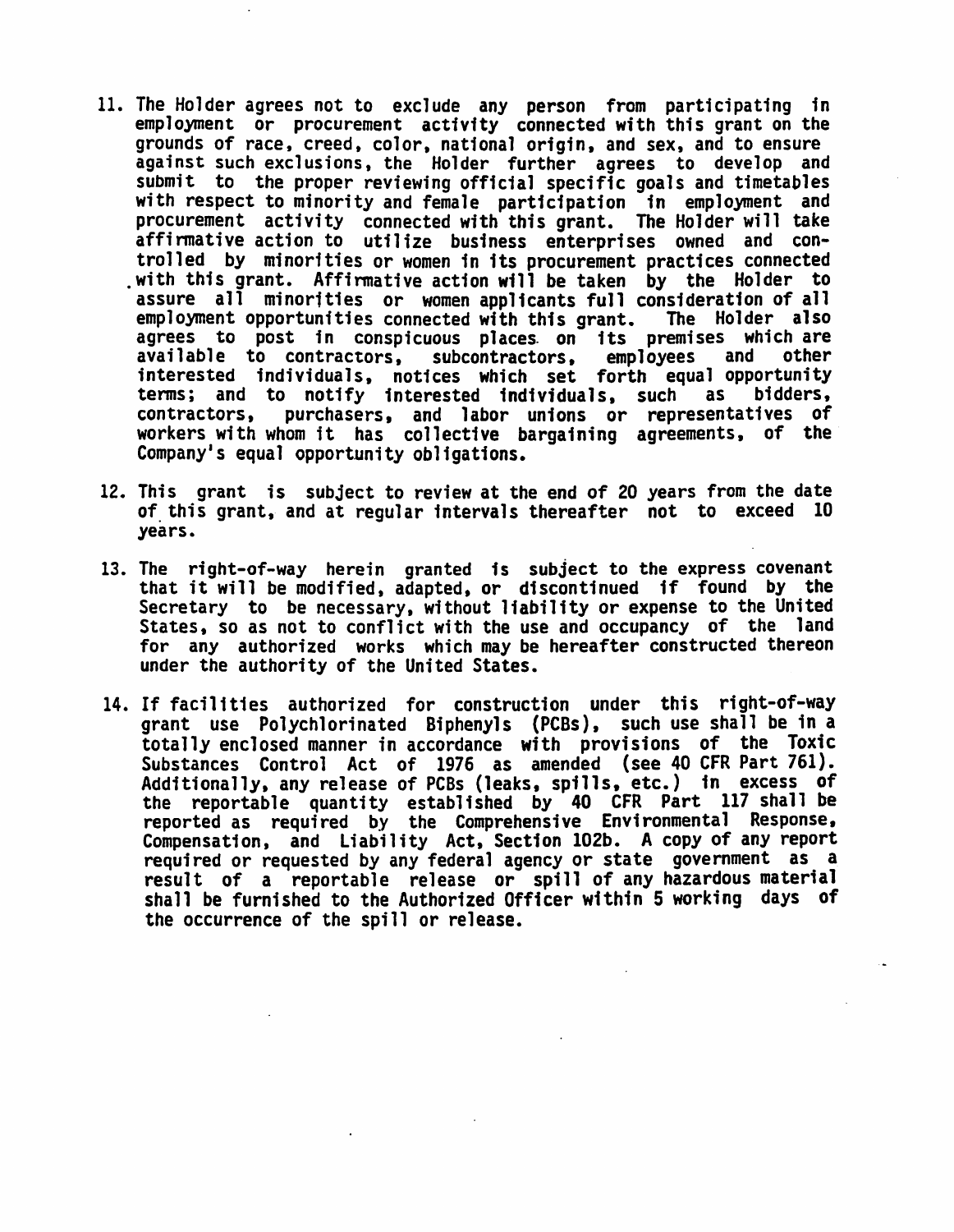11. The Holder agrees not to exclude any person from participating in employment or procurement activity connected with this grant on the grounds of race, creed, color, national origin, and sex, and to ensure against such exclusions, the Holder further agrees to develop and submit to the proper reviewing official specific goals and timetables with respect to minority and female participation in employment and procurement activity connected with this grant. The Holder will take affirmative action to utilize business enterprises owned and controlled by minorities or women in its procurement practices connected with this grant. Affirmative action will be taken by the Holder to assure all minorities or women applicants full consideration of all employment opportunities connected with this grant. The Holder also agrees to post in conspicuous places on its premises which are available to contractors, subcontractors, employees and other interested individuals, notices which set forth equal opportunity terms; and to notify interested individuals, such as bidders, contractors, purchasers, and labor unions or representatives of workers with whom it has collective bargaining agreements, of the Company's equal opportunity obligations.

12. This grant is subject to review at the end of 20 years from the date of this grant, and at regular intervals thereafter not to exceed 10 years.

13. The right-of-way herein granted is subject to the express covenant that it will be modified, adapted, or discontinued if found by the Secretary to be necessary, without liability or expense to the United States, so as not to conflict with the use and occupancy of the land for any authorized works which may be hereafter constructed thereon under the authority of the United States.

14. If facilities authorized for construction under this right-of-way grant use Polychlorinated Biphenyls (PCBs), such use shall be in a totally enclosed manner in accordance with provisions of the Toxic Substances Control Act of 1976 as amended (see 40 CFR Part 761). Additionally, any release of PCBs (leaks, spills, etc.) in excess of the reportable quantity established by 40 CFR Part 117 shall be reported as required by the Comprehensive Environmental Response, Compensation, and Liability Act, Section 102b. A copy of any report required or requested by any federal agency or state government as a result of a reportable release or spill of any hazardous material shall be furnished to the Authorized Officer within 5 working days of the occurrence of the spill or release.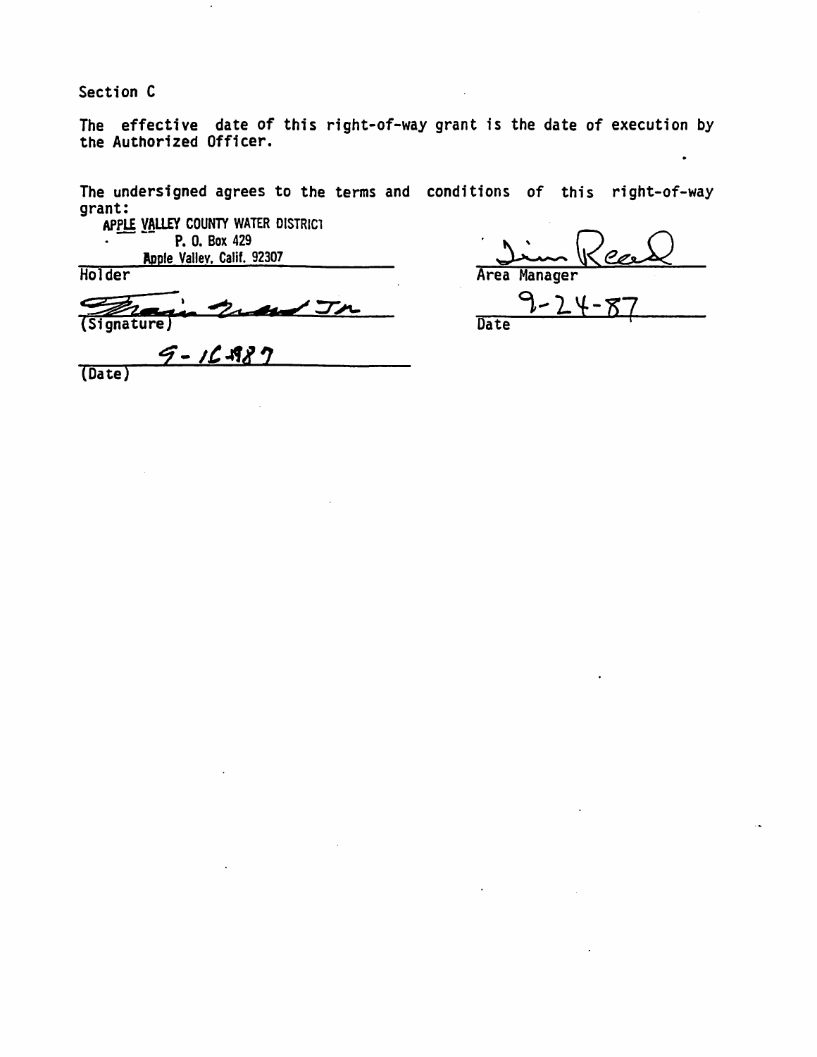Section C

The effective date of this right-of-way grant is the date of execution by the Authorized Officer.

The undersigned agrees to the terms and conditions of this right-of-way grant:

APPLE VALLEY COUNTY WATER DISTRICT
P. O. Box 429
Apple Valley, Calif. 92307

Holder

Frank ... Jr
(Signature)

9-16-1987
(Date)

Jim Reed
Area Manager

9-24-87
Date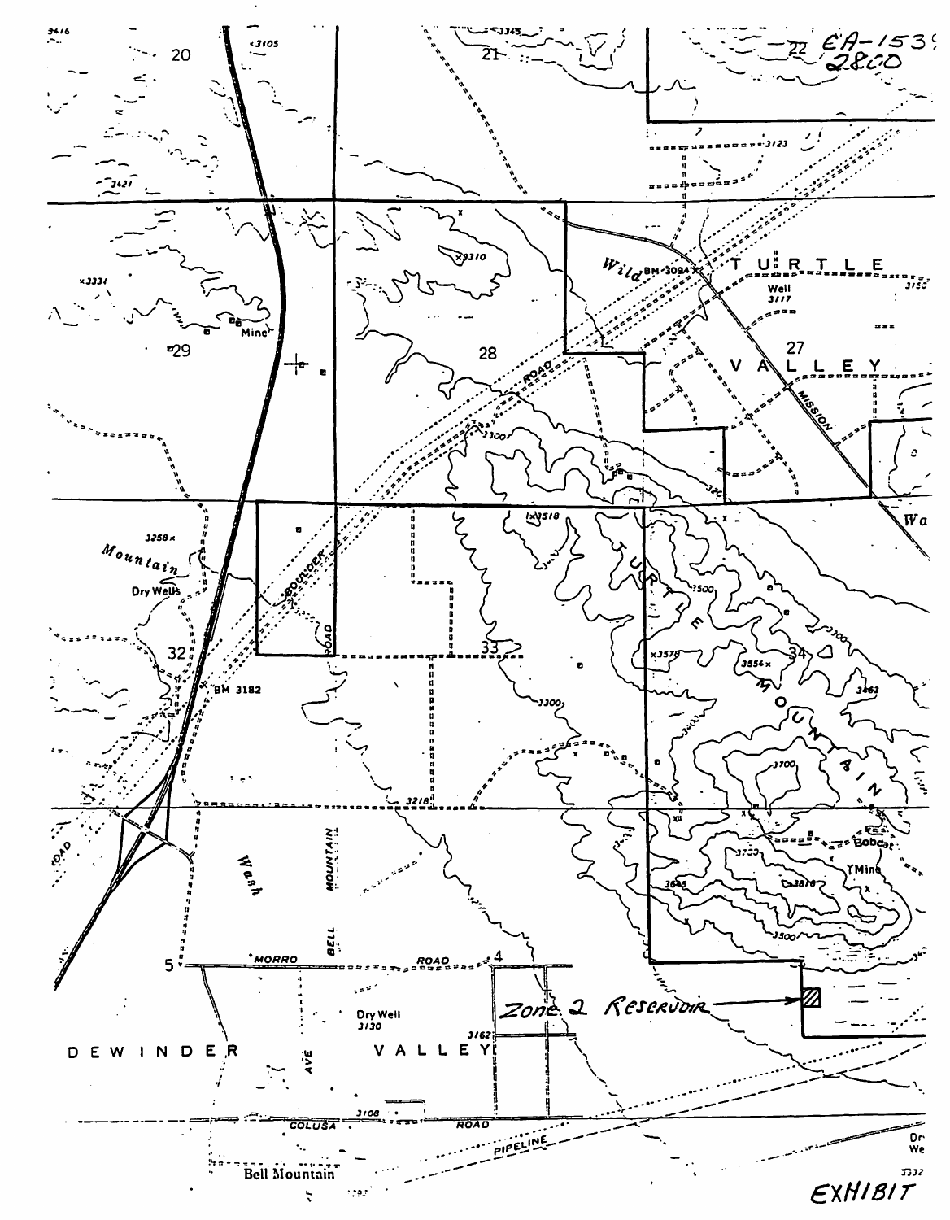EA-1539
2800

Zone 2 Reservoir

EXHIBIT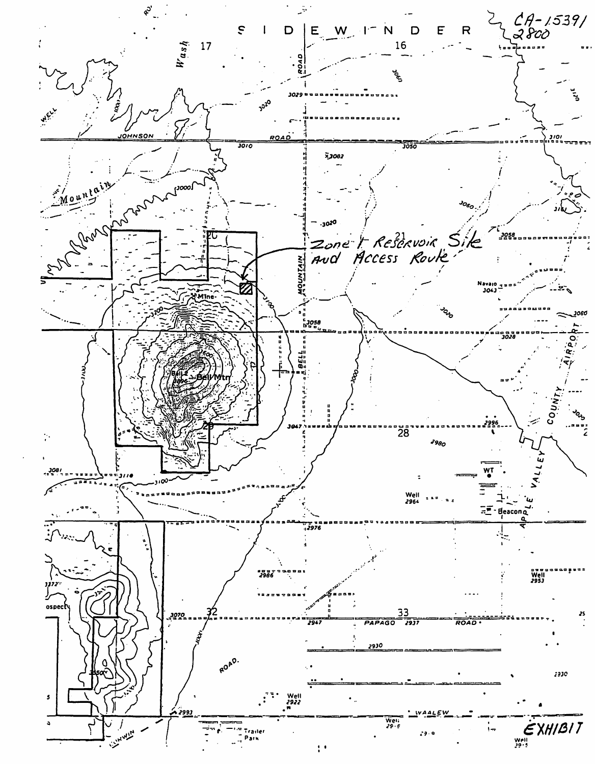CA-15391
2800

SIDEWINDER

Zone 1 Reservoir Site And Access Route

JOHNSON ROAD

BELL MOUNTAIN ROAD

Bell Mtn

APPLE VALLEY COUNTY AIRPORT

PAPAGO ROAD

WAALEW

CORWIN

EXHIBIT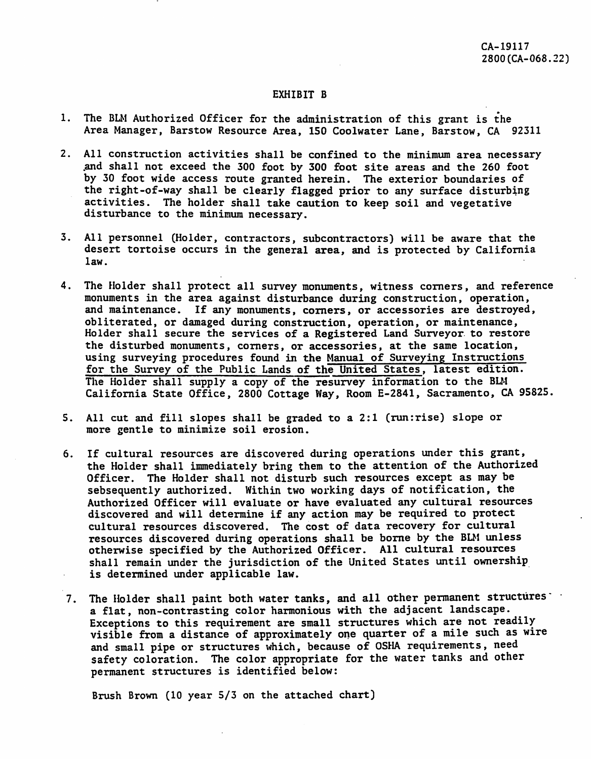CA-19117
2800(CA-068.22)

EXHIBIT B

1. The BLM Authorized Officer for the administration of this grant is the Area Manager, Barstow Resource Area, 150 Coolwater Lane, Barstow, CA 92311

2. All construction activities shall be confined to the minimum area necessary and shall not exceed the 300 foot by 300 foot site areas and the 260 foot by 30 foot wide access route granted herein. The exterior boundaries of the right-of-way shall be clearly flagged prior to any surface disturbing activities. The holder shall take caution to keep soil and vegetative disturbance to the minimum necessary.

3. All personnel (Holder, contractors, subcontractors) will be aware that the desert tortoise occurs in the general area, and is protected by California law.

4. The Holder shall protect all survey monuments, witness corners, and reference monuments in the area against disturbance during construction, operation, and maintenance. If any monuments, corners, or accessories are destroyed, obliterated, or damaged during construction, operation, or maintenance, Holder shall secure the services of a Registered Land Surveyor to restore the disturbed monuments, corners, or accessories, at the same location, using surveying procedures found in the Manual of Surveying Instructions for the Survey of the Public Lands of the United States, latest edition. The Holder shall supply a copy of the resurvey information to the BLM California State Office, 2800 Cottage Way, Room E-2841, Sacramento, CA 95825.

5. All cut and fill slopes shall be graded to a 2:1 (run:rise) slope or more gentle to minimize soil erosion.

6. If cultural resources are discovered during operations under this grant, the Holder shall immediately bring them to the attention of the Authorized Officer. The Holder shall not disturb such resources except as may be sebsequently authorized. Within two working days of notification, the Authorized Officer will evaluate or have evaluated any cultural resources discovered and will determine if any action may be required to protect cultural resources discovered. The cost of data recovery for cultural resources discovered during operations shall be borne by the BLM unless otherwise specified by the Authorized Officer. All cultural resources shall remain under the jurisdiction of the United States until ownership is determined under applicable law.

7. The Holder shall paint both water tanks, and all other permanent structures a flat, non-contrasting color harmonious with the adjacent landscape. Exceptions to this requirement are small structures which are not readily visible from a distance of approximately one quarter of a mile such as wire and small pipe or structures which, because of OSHA requirements, need safety coloration. The color appropriate for the water tanks and other permanent structures is identified below:

   Brush Brown (10 year 5/3 on the attached chart)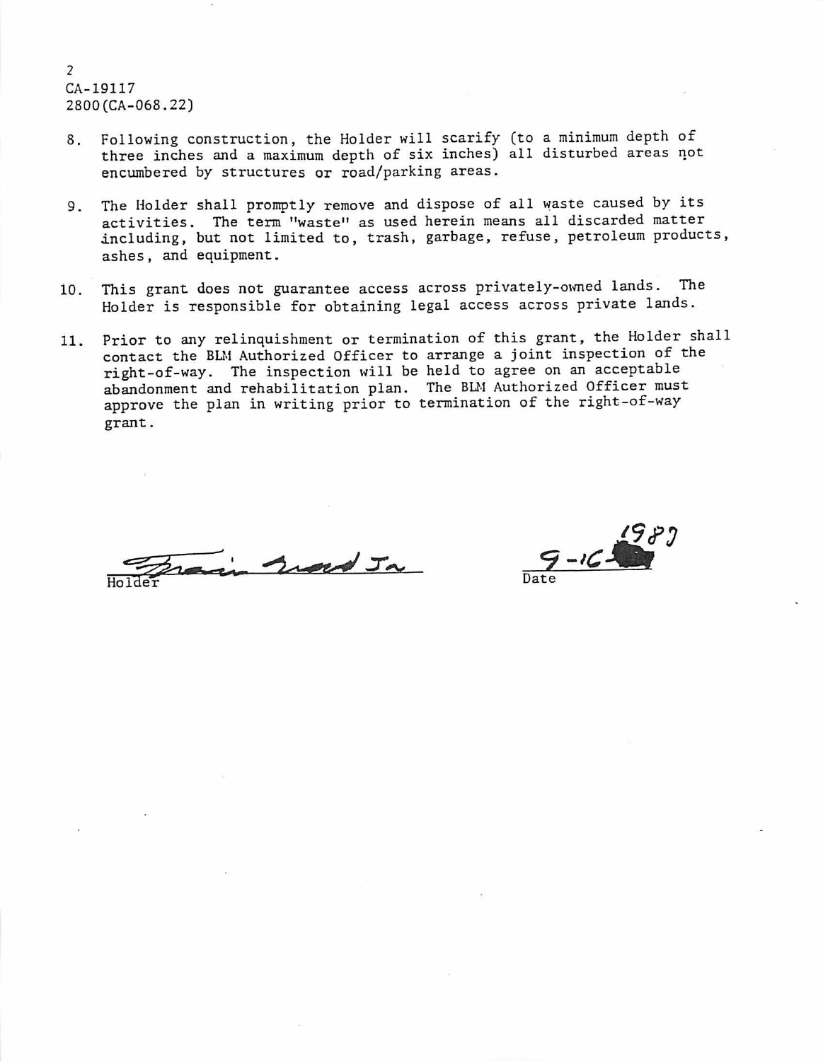2
CA-19117
2800(CA-068.22)

8. Following construction, the Holder will scarify (to a minimum depth of three inches and a maximum depth of six inches) all disturbed areas not encumbered by structures or road/parking areas.

9. The Holder shall promptly remove and dispose of all waste caused by its activities. The term "waste" as used herein means all discarded matter including, but not limited to, trash, garbage, refuse, petroleum products, ashes, and equipment.

10. This grant does not guarantee access across privately-owned lands. The Holder is responsible for obtaining legal access across private lands.

11. Prior to any relinquishment or termination of this grant, the Holder shall contact the BLM Authorized Officer to arrange a joint inspection of the right-of-way. The inspection will be held to agree on an acceptable abandonment and rehabilitation plan. The BLM Authorized Officer must approve the plan in writing prior to termination of the right-of-way grant.

Holder: Francis Ward Jr — Date: 9-16-1987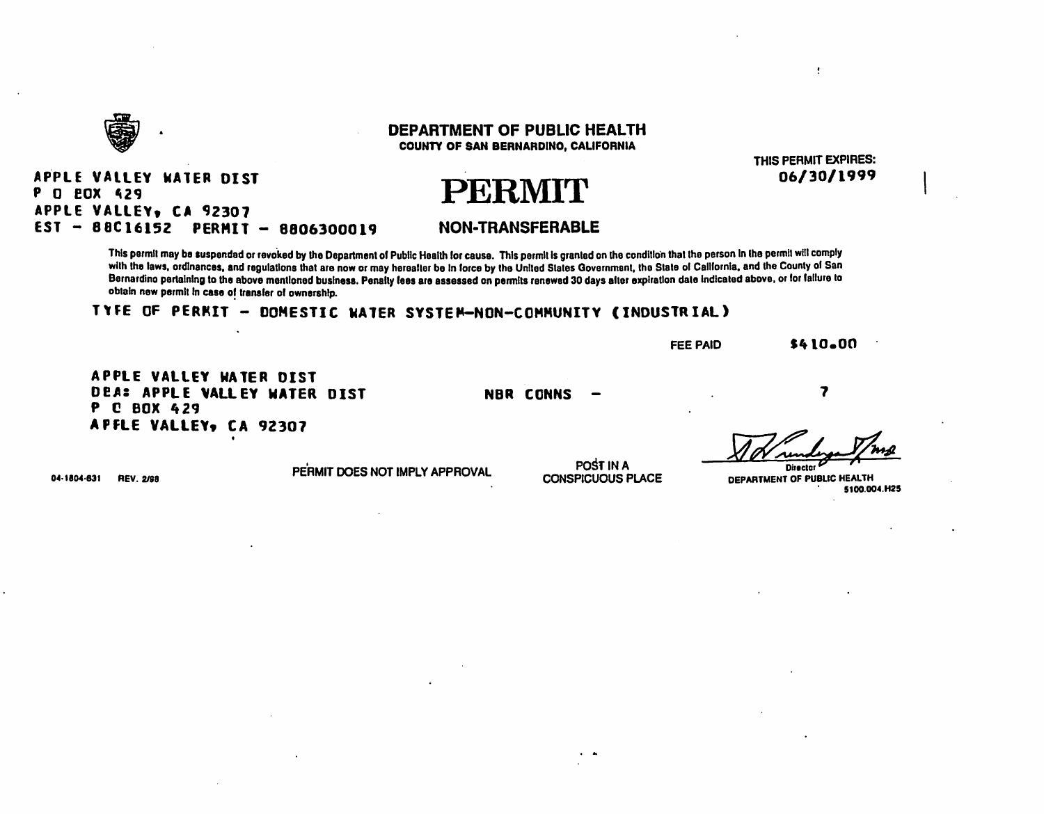# DEPARTMENT OF PUBLIC HEALTH

**COUNTY OF SAN BERNARDINO, CALIFORNIA**

**THIS PERMIT EXPIRES:**
**06/30/1999**

APPLE VALLEY WATER DIST
P O BOX 429
APPLE VALLEY, CA 92307
EST - 88C16152 PERMIT - 8806300019

# PERMIT

## NON-TRANSFERABLE

This permit may be suspended or revoked by the Department of Public Health for cause. This permit is granted on the condition that the person in the permit will comply with the laws, ordinances, and regulations that are now or may hereafter be in force by the United States Government, the State of California, and the County of San Bernardino pertaining to the above mentioned business. Penalty fees are assessed on permits renewed 30 days after expiration date indicated above, or for failure to obtain new permit in case of transfer of ownership.

TYPE OF PERMIT - DOMESTIC WATER SYSTEM-NON-COMMUNITY (INDUSTRIAL)

FEE PAID $410.00

APPLE VALLEY WATER DIST
DBA: APPLE VALLEY WATER DIST
P O BOX 429
APPLE VALLEY, CA 92307

NBR CONNS - 7

04-1804-631 REV. 2/98

PERMIT DOES NOT IMPLY APPROVAL

POST IN A CONSPICUOUS PLACE

Director
DEPARTMENT OF PUBLIC HEALTH
5100.004.H25